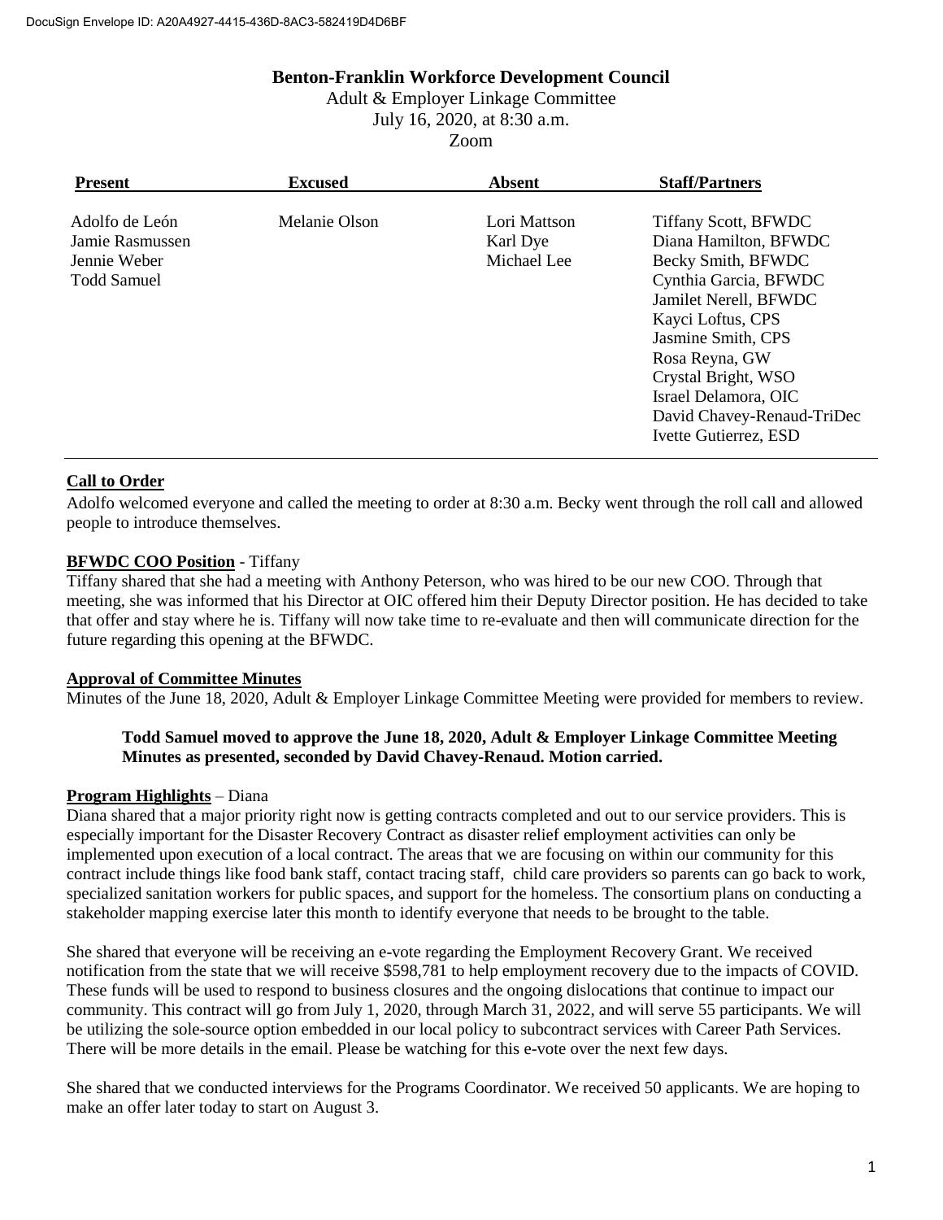DocuSign Envelope ID: A20A4927-4415-436D-8AC3-582419D4D6BF

# Benton-Franklin Workforce Development Council

Adult & Employer Linkage Committee
July 16, 2020, at 8:30 a.m.
Zoom

| Present | Excused | Absent | Staff/Partners |
|---|---|---|---|
| Adolfo de León | Melanie Olson | Lori Mattson | Tiffany Scott, BFWDC |
| Jamie Rasmussen | | Karl Dye | Diana Hamilton, BFWDC |
| Jennie Weber | | Michael Lee | Becky Smith, BFWDC |
| Todd Samuel | | | Cynthia Garcia, BFWDC |
| | | | Jamilet Nerell, BFWDC |
| | | | Kayci Loftus, CPS |
| | | | Jasmine Smith, CPS |
| | | | Rosa Reyna, GW |
| | | | Crystal Bright, WSO |
| | | | Israel Delamora, OIC |
| | | | David Chavey-Renaud-TriDec |
| | | | Ivette Gutierrez, ESD |

**Call to Order**

Adolfo welcomed everyone and called the meeting to order at 8:30 a.m. Becky went through the roll call and allowed people to introduce themselves.

**BFWDC COO Position** - Tiffany

Tiffany shared that she had a meeting with Anthony Peterson, who was hired to be our new COO. Through that meeting, she was informed that his Director at OIC offered him their Deputy Director position. He has decided to take that offer and stay where he is. Tiffany will now take time to re-evaluate and then will communicate direction for the future regarding this opening at the BFWDC.

**Approval of Committee Minutes**

Minutes of the June 18, 2020, Adult & Employer Linkage Committee Meeting were provided for members to review.

> **Todd Samuel moved to approve the June 18, 2020, Adult & Employer Linkage Committee Meeting Minutes as presented, seconded by David Chavey-Renaud. Motion carried.**

**Program Highlights** – Diana

Diana shared that a major priority right now is getting contracts completed and out to our service providers. This is especially important for the Disaster Recovery Contract as disaster relief employment activities can only be implemented upon execution of a local contract. The areas that we are focusing on within our community for this contract include things like food bank staff, contact tracing staff, child care providers so parents can go back to work, specialized sanitation workers for public spaces, and support for the homeless. The consortium plans on conducting a stakeholder mapping exercise later this month to identify everyone that needs to be brought to the table.

She shared that everyone will be receiving an e-vote regarding the Employment Recovery Grant. We received notification from the state that we will receive $598,781 to help employment recovery due to the impacts of COVID. These funds will be used to respond to business closures and the ongoing dislocations that continue to impact our community. This contract will go from July 1, 2020, through March 31, 2022, and will serve 55 participants. We will be utilizing the sole-source option embedded in our local policy to subcontract services with Career Path Services. There will be more details in the email. Please be watching for this e-vote over the next few days.

She shared that we conducted interviews for the Programs Coordinator. We received 50 applicants. We are hoping to make an offer later today to start on August 3.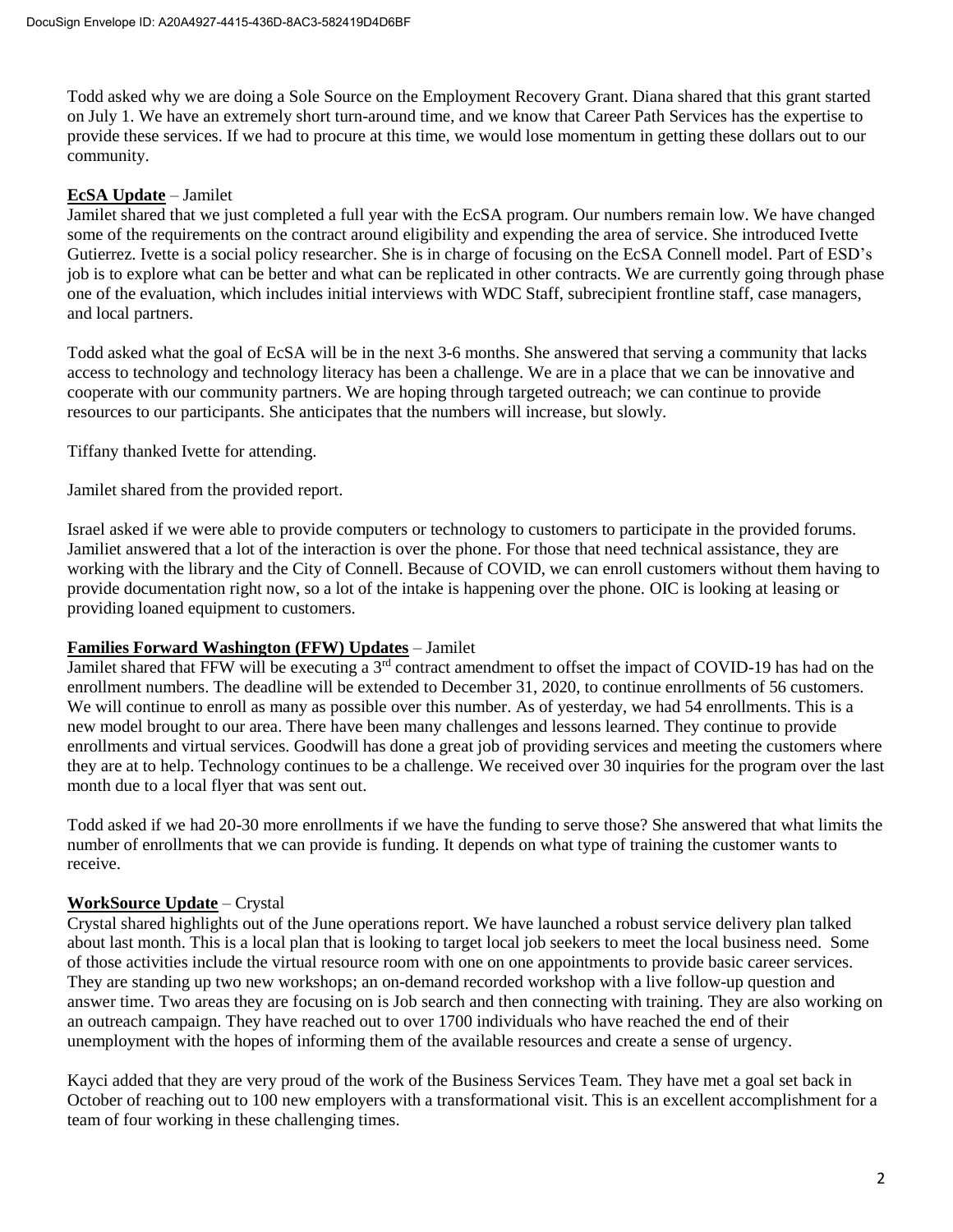Todd asked why we are doing a Sole Source on the Employment Recovery Grant. Diana shared that this grant started on July 1. We have an extremely short turn-around time, and we know that Career Path Services has the expertise to provide these services. If we had to procure at this time, we would lose momentum in getting these dollars out to our community.

**EcSA Update** – Jamilet

Jamilet shared that we just completed a full year with the EcSA program. Our numbers remain low. We have changed some of the requirements on the contract around eligibility and expending the area of service. She introduced Ivette Gutierrez. Ivette is a social policy researcher. She is in charge of focusing on the EcSA Connell model. Part of ESD's job is to explore what can be better and what can be replicated in other contracts. We are currently going through phase one of the evaluation, which includes initial interviews with WDC Staff, subrecipient frontline staff, case managers, and local partners.

Todd asked what the goal of EcSA will be in the next 3-6 months. She answered that serving a community that lacks access to technology and technology literacy has been a challenge. We are in a place that we can be innovative and cooperate with our community partners. We are hoping through targeted outreach; we can continue to provide resources to our participants. She anticipates that the numbers will increase, but slowly.

Tiffany thanked Ivette for attending.

Jamilet shared from the provided report.

Israel asked if we were able to provide computers or technology to customers to participate in the provided forums. Jamiliet answered that a lot of the interaction is over the phone. For those that need technical assistance, they are working with the library and the City of Connell. Because of COVID, we can enroll customers without them having to provide documentation right now, so a lot of the intake is happening over the phone. OIC is looking at leasing or providing loaned equipment to customers.

**Families Forward Washington (FFW) Updates** – Jamilet

Jamilet shared that FFW will be executing a 3rd contract amendment to offset the impact of COVID-19 has had on the enrollment numbers. The deadline will be extended to December 31, 2020, to continue enrollments of 56 customers. We will continue to enroll as many as possible over this number. As of yesterday, we had 54 enrollments. This is a new model brought to our area. There have been many challenges and lessons learned. They continue to provide enrollments and virtual services. Goodwill has done a great job of providing services and meeting the customers where they are at to help. Technology continues to be a challenge. We received over 30 inquiries for the program over the last month due to a local flyer that was sent out.

Todd asked if we had 20-30 more enrollments if we have the funding to serve those? She answered that what limits the number of enrollments that we can provide is funding. It depends on what type of training the customer wants to receive.

**WorkSource Update** – Crystal

Crystal shared highlights out of the June operations report. We have launched a robust service delivery plan talked about last month. This is a local plan that is looking to target local job seekers to meet the local business need. Some of those activities include the virtual resource room with one on one appointments to provide basic career services. They are standing up two new workshops; an on-demand recorded workshop with a live follow-up question and answer time. Two areas they are focusing on is Job search and then connecting with training. They are also working on an outreach campaign. They have reached out to over 1700 individuals who have reached the end of their unemployment with the hopes of informing them of the available resources and create a sense of urgency.

Kayci added that they are very proud of the work of the Business Services Team. They have met a goal set back in October of reaching out to 100 new employers with a transformational visit. This is an excellent accomplishment for a team of four working in these challenging times.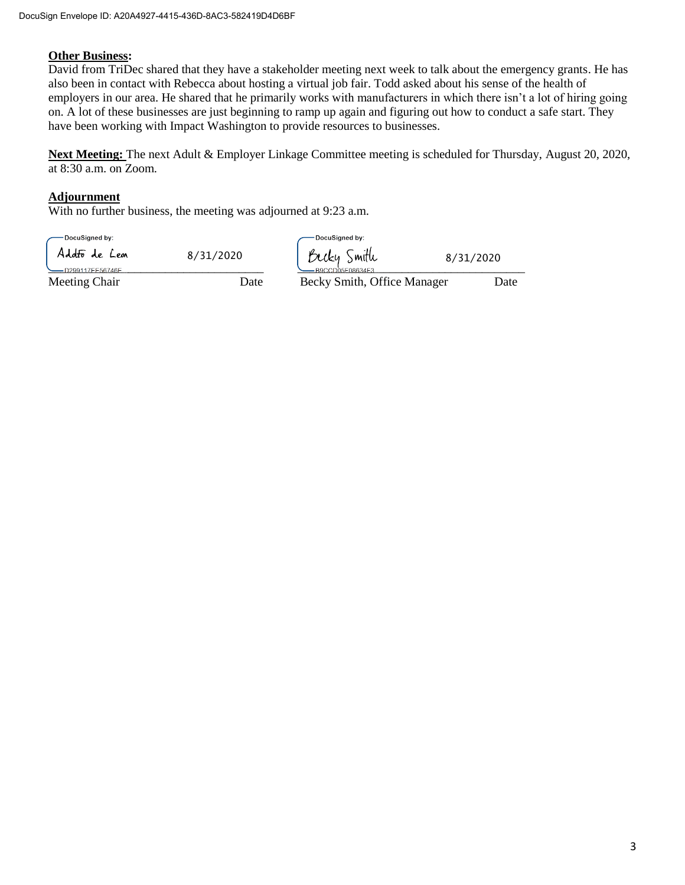**Other Business:**
David from TriDec shared that they have a stakeholder meeting next week to talk about the emergency grants. He has also been in contact with Rebecca about hosting a virtual job fair. Todd asked about his sense of the health of employers in our area. He shared that he primarily works with manufacturers in which there isn't a lot of hiring going on. A lot of these businesses are just beginning to ramp up again and figuring out how to conduct a safe start. They have been working with Impact Washington to provide resources to businesses.

**Next Meeting:** The next Adult & Employer Linkage Committee meeting is scheduled for Thursday, August 20, 2020, at 8:30 a.m. on Zoom.

**Adjournment**
With no further business, the meeting was adjourned at 9:23 a.m.

| | | | |
|---|---|---|---|
| DocuSigned by: Addto de Leon D299117EE56746E | 8/31/2020 | DocuSigned by: Becky Smith B9CCD05E08634E3 | 8/31/2020 |
| Meeting Chair | Date | Becky Smith, Office Manager | Date |